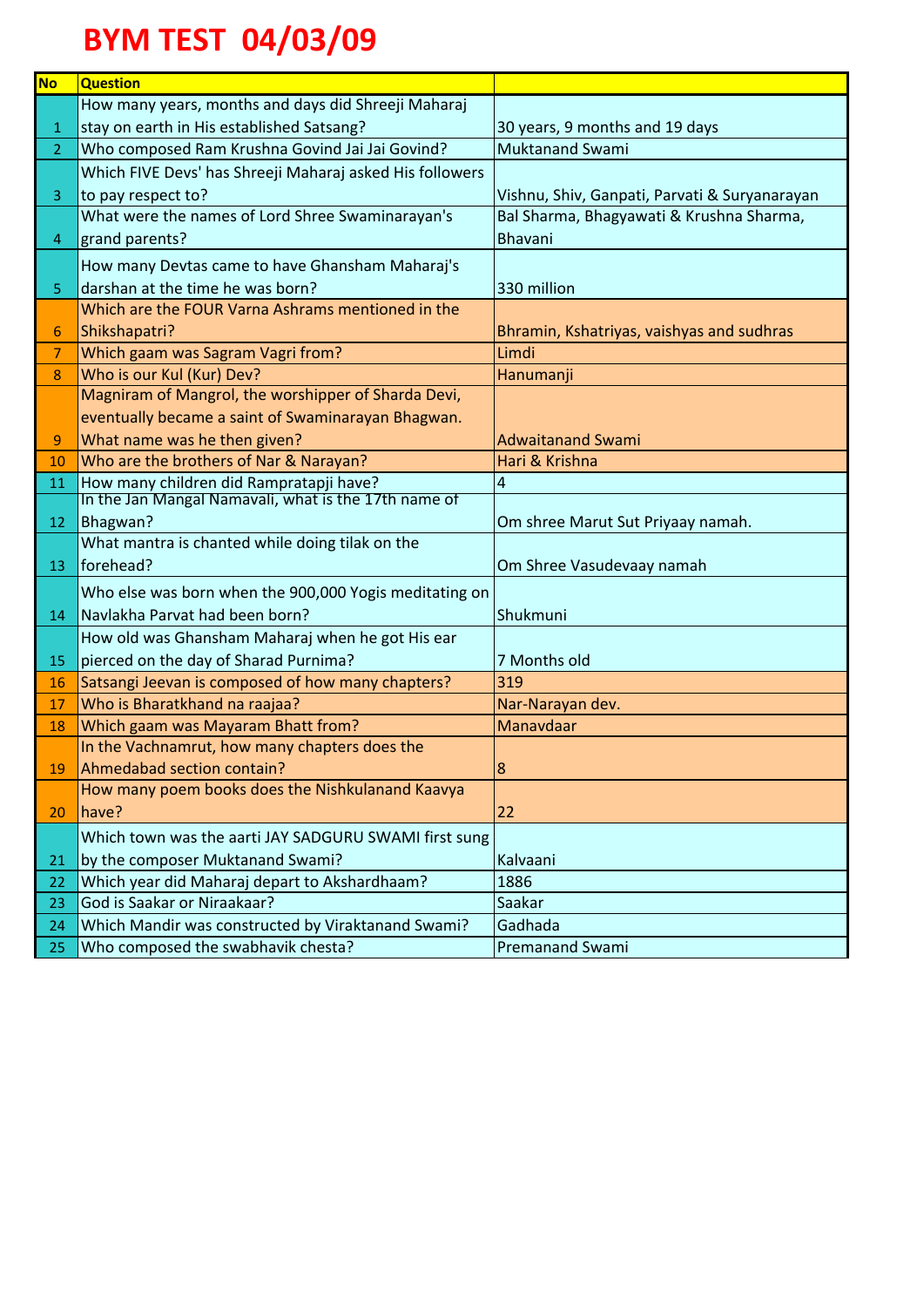# BYM TEST 04/03/09

| No | Question | |
|---|---|---|
| 1 | How many years, months and days did Shreeji Maharaj stay on earth in His established Satsang? | 30 years, 9 months and 19 days |
| 2 | Who composed Ram Krushna Govind Jai Jai Govind? | Muktanand Swami |
| 3 | Which FIVE Devs' has Shreeji Maharaj asked His followers to pay respect to? | Vishnu, Shiv, Ganpati, Parvati & Suryanarayan |
| 4 | What were the names of Lord Shree Swaminarayan's grand parents? | Bal Sharma, Bhagyawati & Krushna Sharma, Bhavani |
| 5 | How many Devtas came to have Ghansham Maharaj's darshan at the time he was born? | 330 million |
| 6 | Which are the FOUR Varna Ashrams mentioned in the Shikshapatri? | Bhramin, Kshatriyas, vaishyas and sudhras |
| 7 | Which gaam was Sagram Vagri from? | Limdi |
| 8 | Who is our Kul (Kur) Dev? | Hanumanji |
| 9 | Magniram of Mangrol, the worshipper of Sharda Devi, eventually became a saint of Swaminarayan Bhagwan. What name was he then given? | Adwaitanand Swami |
| 10 | Who are the brothers of Nar & Narayan? | Hari & Krishna |
| 11 | How many children did Rampratapji have? | 4 |
| 12 | In the Jan Mangal Namavali, what is the 17th name of Bhagwan? | Om shree Marut Sut Priyaay namah. |
| 13 | What mantra is chanted while doing tilak on the forehead? | Om Shree Vasudevaay namah |
| 14 | Who else was born when the 900,000 Yogis meditating on Navlakha Parvat had been born? | Shukmuni |
| 15 | How old was Ghansham Maharaj when he got His ear pierced on the day of Sharad Purnima? | 7 Months old |
| 16 | Satsangi Jeevan is composed of how many chapters? | 319 |
| 17 | Who is Bharatkhand na raajaa? | Nar-Narayan dev. |
| 18 | Which gaam was Mayaram Bhatt from? | Manavdaar |
| 19 | In the Vachnamrut, how many chapters does the Ahmedabad section contain? | 8 |
| 20 | How many poem books does the Nishkulanand Kaavya have? | 22 |
| 21 | Which town was the aarti JAY SADGURU SWAMI first sung by the composer Muktanand Swami? | Kalvaani |
| 22 | Which year did Maharaj depart to Akshardhaam? | 1886 |
| 23 | God is Saakar or Niraakaar? | Saakar |
| 24 | Which Mandir was constructed by Viraktanand Swami? | Gadhada |
| 25 | Who composed the swabhavik chesta? | Premanand Swami |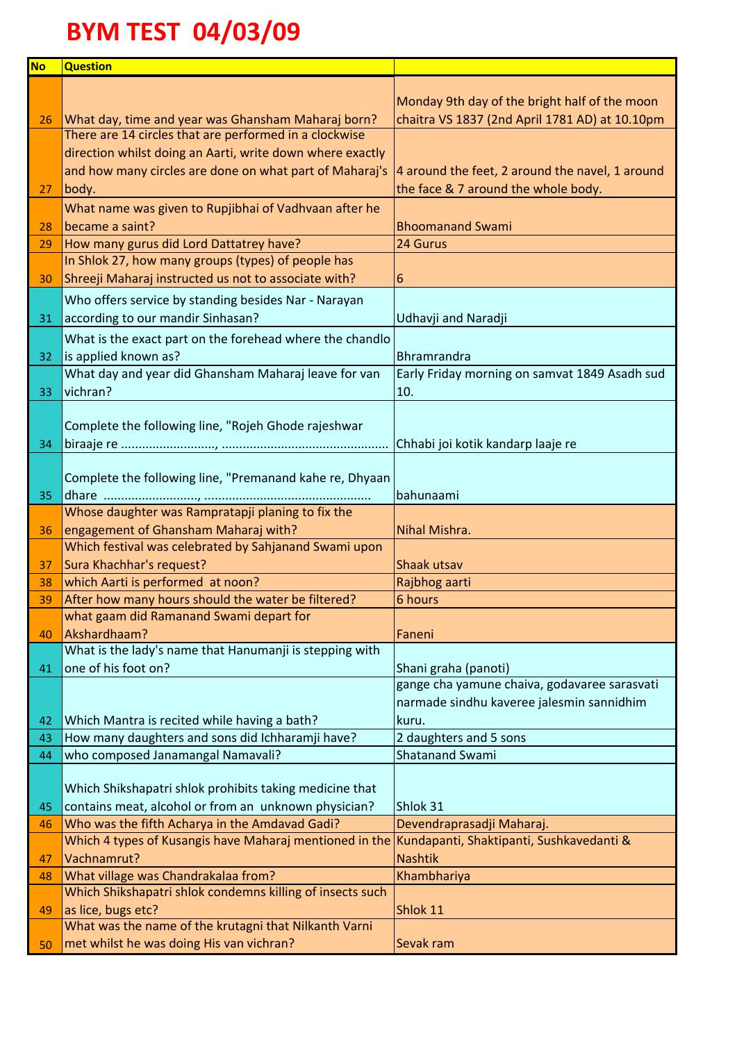# BYM TEST 04/03/09

| No | Question | |
|---|---|---|
| 26 | What day, time and year was Ghansham Maharaj born? | Monday 9th day of the bright half of the moon chaitra VS 1837 (2nd April 1781 AD) at 10.10pm |
| 27 | There are 14 circles that are performed in a clockwise direction whilst doing an Aarti, write down where exactly and how many circles are done on what part of Maharaj's body. | 4 around the feet, 2 around the navel, 1 around the face & 7 around the whole body. |
| 28 | What name was given to Rupjibhai of Vadhvaan after he became a saint? | Bhoomanand Swami |
| 29 | How many gurus did Lord Dattatrey have? | 24 Gurus |
| 30 | In Shlok 27, how many groups (types) of people has Shreeji Maharaj instructed us not to associate with? | 6 |
| 31 | Who offers service by standing besides Nar - Narayan according to our mandir Sinhasan? | Udhavji and Naradji |
| 32 | What is the exact part on the forehead where the chandlo is applied known as? | Bhramrandra |
| 33 | What day and year did Ghansham Maharaj leave for van vichran? | Early Friday morning on samvat 1849 Asadh sud 10. |
| 34 | Complete the following line, "Rojeh Ghode rajeshwar biraaje re .........................., ............................................... | Chhabi joi kotik kandarp laaje re |
| 35 | Complete the following line, "Premanand kahe re, Dhyaan dhare .........................., .............................................. | bahunaami |
| 36 | Whose daughter was Rampratapji planing to fix the engagement of Ghansham Maharaj with? | Nihal Mishra. |
| 37 | Which festival was celebrated by Sahjanand Swami upon Sura Khachhar's request? | Shaak utsav |
| 38 | which Aarti is performed at noon? | Rajbhog aarti |
| 39 | After how many hours should the water be filtered? | 6 hours |
| 40 | what gaam did Ramanand Swami depart for Akshardhaam? | Faneni |
| 41 | What is the lady's name that Hanumanji is stepping with one of his foot on? | Shani graha (panoti) |
| 42 | Which Mantra is recited while having a bath? | gange cha yamune chaiva, godavaree sarasvati narmade sindhu kaveree jalesmin sannidhim kuru. |
| 43 | How many daughters and sons did Ichharamji have? | 2 daughters and 5 sons |
| 44 | who composed Janamangal Namavali? | Shatanand Swami |
| 45 | Which Shikshapatri shlok prohibits taking medicine that contains meat, alcohol or from an unknown physician? | Shlok 31 |
| 46 | Who was the fifth Acharya in the Amdavad Gadi? | Devendraprasadji Maharaj. |
| 47 | Which 4 types of Kusangis have Maharaj mentioned in the Vachnamrut? | Kundapanti, Shaktipanti, Sushkavedanti & Nashtik |
| 48 | What village was Chandrakalaa from? | Khambhariya |
| 49 | Which Shikshapatri shlok condemns killing of insects such as lice, bugs etc? | Shlok 11 |
| 50 | What was the name of the krutagni that Nilkanth Varni met whilst he was doing His van vichran? | Sevak ram |